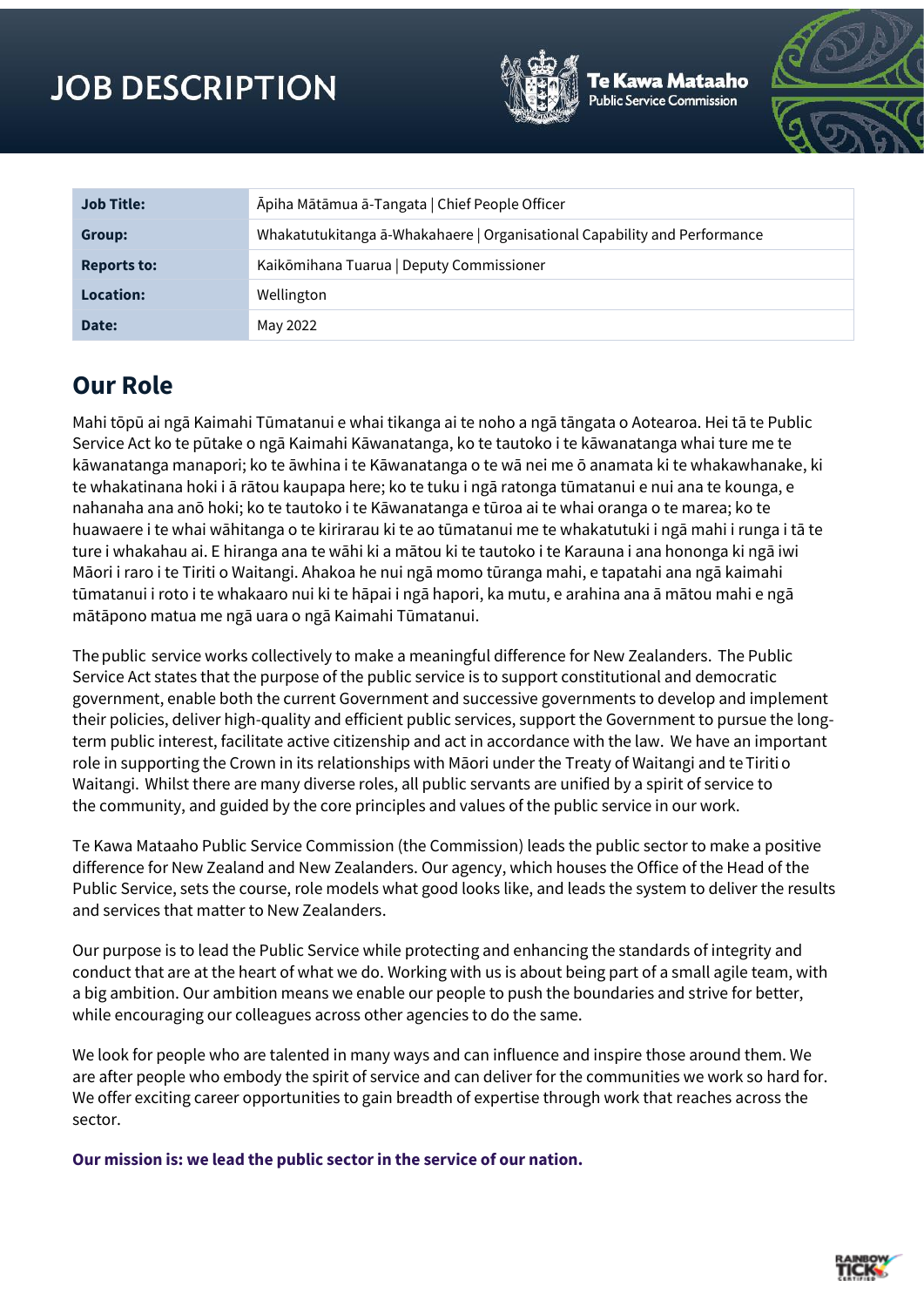# JOB DESCRIPTION

Te Kawa Mataaho
Public Service Commission

| Job Title: | Āpiha Mātāmua ā-Tangata \| Chief People Officer |
|---|---|
| Group: | Whakatutukitanga ā-Whakahaere \| Organisational Capability and Performance |
| Reports to: | Kaikōmihana Tuarua \| Deputy Commissioner |
| Location: | Wellington |
| Date: | May 2022 |

## Our Role

Mahi tōpū ai ngā Kaimahi Tūmatanui e whai tikanga ai te noho a ngā tāngata o Aotearoa. Hei tā te Public Service Act ko te pūtake o ngā Kaimahi Kāwanatanga, ko te tautoko i te kāwanatanga whai ture me te kāwanatanga manapori; ko te āwhina i te Kāwanatanga o te wā nei me ō anamata ki te whakawhanake, ki te whakatinana hoki i ā rātou kaupapa here; ko te tuku i ngā ratonga tūmatanui e nui ana te kounga, e nahanaha ana anō hoki; ko te tautoko i te Kāwanatanga e tūroa ai te whai oranga o te marea; ko te huawaere i te whai wāhitanga o te kirirarau ki te ao tūmatanui me te whakatutuki i ngā mahi i runga i tā te ture i whakahau ai. E hiranga ana te wāhi ki a mātou ki te tautoko i te Karauna i ana hononga ki ngā iwi Māori i raro i te Tiriti o Waitangi. Ahakoa he nui ngā momo tūranga mahi, e tapatahi ana ngā kaimahi tūmatanui i roto i te whakaaro nui ki te hāpai i ngā hapori, ka mutu, e arahina ana ā mātou mahi e ngā mātāpono matua me ngā uara o ngā Kaimahi Tūmatanui.

The public service works collectively to make a meaningful difference for New Zealanders. The Public Service Act states that the purpose of the public service is to support constitutional and democratic government, enable both the current Government and successive governments to develop and implement their policies, deliver high-quality and efficient public services, support the Government to pursue the long-term public interest, facilitate active citizenship and act in accordance with the law. We have an important role in supporting the Crown in its relationships with Māori under the Treaty of Waitangi and te Tiriti o Waitangi. Whilst there are many diverse roles, all public servants are unified by a spirit of service to the community, and guided by the core principles and values of the public service in our work.

Te Kawa Mataaho Public Service Commission (the Commission) leads the public sector to make a positive difference for New Zealand and New Zealanders. Our agency, which houses the Office of the Head of the Public Service, sets the course, role models what good looks like, and leads the system to deliver the results and services that matter to New Zealanders.

Our purpose is to lead the Public Service while protecting and enhancing the standards of integrity and conduct that are at the heart of what we do. Working with us is about being part of a small agile team, with a big ambition. Our ambition means we enable our people to push the boundaries and strive for better, while encouraging our colleagues across other agencies to do the same.

We look for people who are talented in many ways and can influence and inspire those around them. We are after people who embody the spirit of service and can deliver for the communities we work so hard for. We offer exciting career opportunities to gain breadth of expertise through work that reaches across the sector.

**Our mission is: we lead the public sector in the service of our nation.**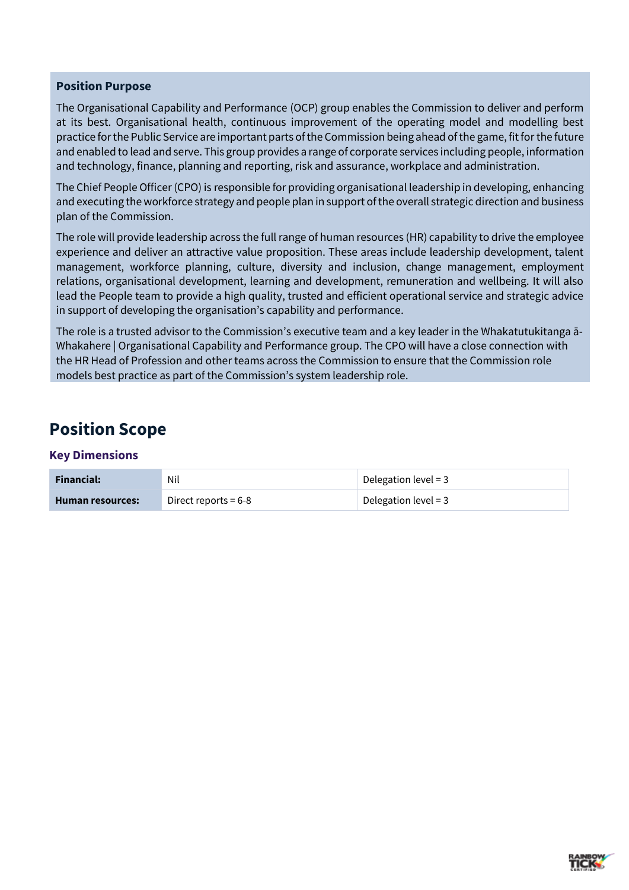**Position Purpose**

The Organisational Capability and Performance (OCP) group enables the Commission to deliver and perform at its best. Organisational health, continuous improvement of the operating model and modelling best practice for the Public Service are important parts of the Commission being ahead of the game, fit for the future and enabled to lead and serve. This group provides a range of corporate services including people, information and technology, finance, planning and reporting, risk and assurance, workplace and administration.

The Chief People Officer (CPO) is responsible for providing organisational leadership in developing, enhancing and executing the workforce strategy and people plan in support of the overall strategic direction and business plan of the Commission.

The role will provide leadership across the full range of human resources (HR) capability to drive the employee experience and deliver an attractive value proposition. These areas include leadership development, talent management, workforce planning, culture, diversity and inclusion, change management, employment relations, organisational development, learning and development, remuneration and wellbeing. It will also lead the People team to provide a high quality, trusted and efficient operational service and strategic advice in support of developing the organisation's capability and performance.

The role is a trusted advisor to the Commission's executive team and a key leader in the Whakatutukitanga ā-Whakahere | Organisational Capability and Performance group. The CPO will have a close connection with the HR Head of Profession and other teams across the Commission to ensure that the Commission role models best practice as part of the Commission's system leadership role.

# Position Scope

### Key Dimensions

| | | |
|---|---|---|
| **Financial:** | Nil | Delegation level = 3 |
| **Human resources:** | Direct reports = 6-8 | Delegation level = 3 |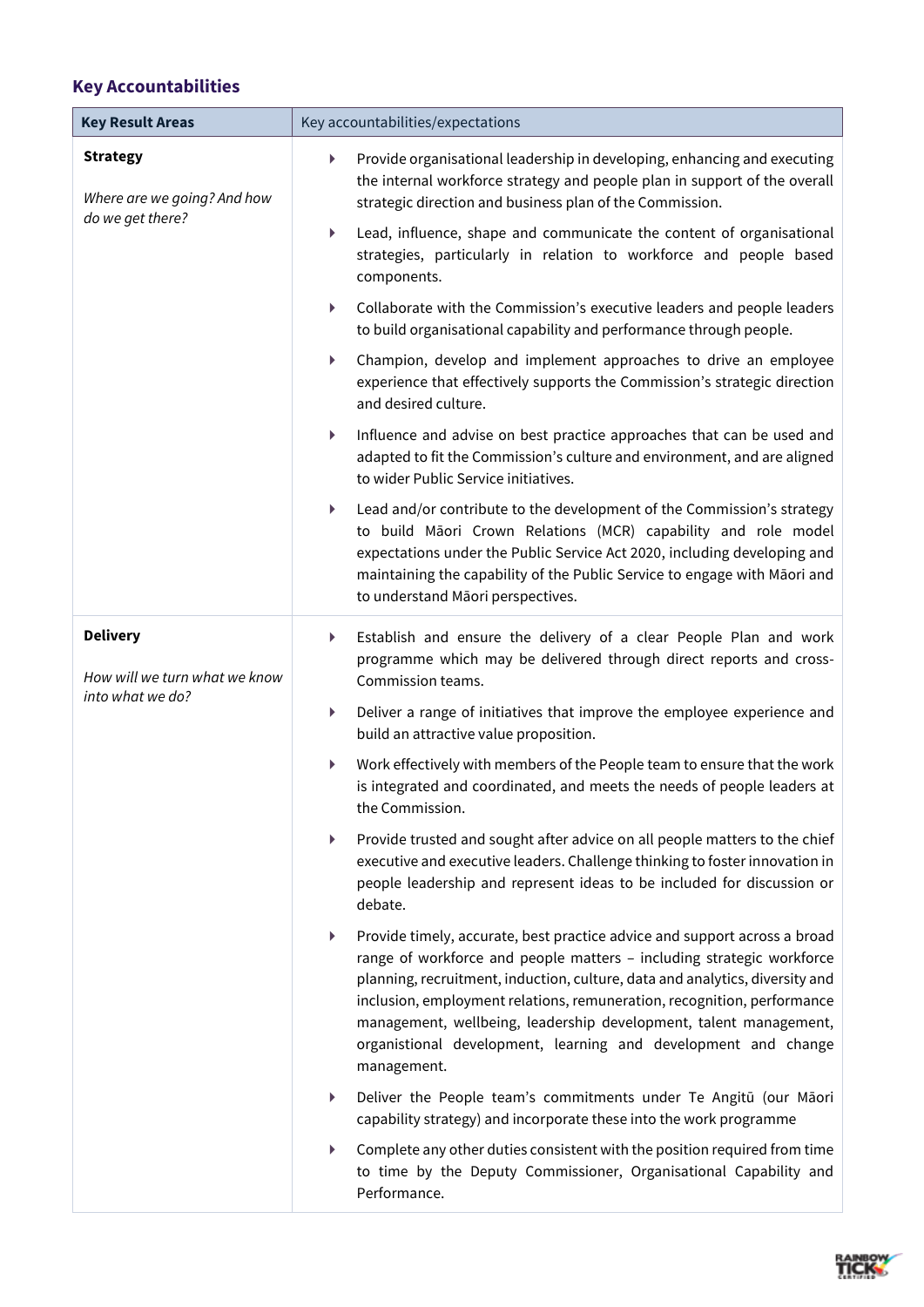## Key Accountabilities

| Key Result Areas | Key accountabilities/expectations |
|---|---|
| **Strategy**<br><br>*Where are we going? And how do we get there?* | • Provide organisational leadership in developing, enhancing and executing the internal workforce strategy and people plan in support of the overall strategic direction and business plan of the Commission.<br>• Lead, influence, shape and communicate the content of organisational strategies, particularly in relation to workforce and people based components.<br>• Collaborate with the Commission's executive leaders and people leaders to build organisational capability and performance through people.<br>• Champion, develop and implement approaches to drive an employee experience that effectively supports the Commission's strategic direction and desired culture.<br>• Influence and advise on best practice approaches that can be used and adapted to fit the Commission's culture and environment, and are aligned to wider Public Service initiatives.<br>• Lead and/or contribute to the development of the Commission's strategy to build Māori Crown Relations (MCR) capability and role model expectations under the Public Service Act 2020, including developing and maintaining the capability of the Public Service to engage with Māori and to understand Māori perspectives. |
| **Delivery**<br><br>*How will we turn what we know into what we do?* | • Establish and ensure the delivery of a clear People Plan and work programme which may be delivered through direct reports and cross-Commission teams.<br>• Deliver a range of initiatives that improve the employee experience and build an attractive value proposition.<br>• Work effectively with members of the People team to ensure that the work is integrated and coordinated, and meets the needs of people leaders at the Commission.<br>• Provide trusted and sought after advice on all people matters to the chief executive and executive leaders. Challenge thinking to foster innovation in people leadership and represent ideas to be included for discussion or debate.<br>• Provide timely, accurate, best practice advice and support across a broad range of workforce and people matters – including strategic workforce planning, recruitment, induction, culture, data and analytics, diversity and inclusion, employment relations, remuneration, recognition, performance management, wellbeing, leadership development, talent management, organisational development, learning and development and change management.<br>• Deliver the People team's commitments under Te Angitū (our Māori capability strategy) and incorporate these into the work programme<br>• Complete any other duties consistent with the position required from time to time by the Deputy Commissioner, Organisational Capability and Performance. |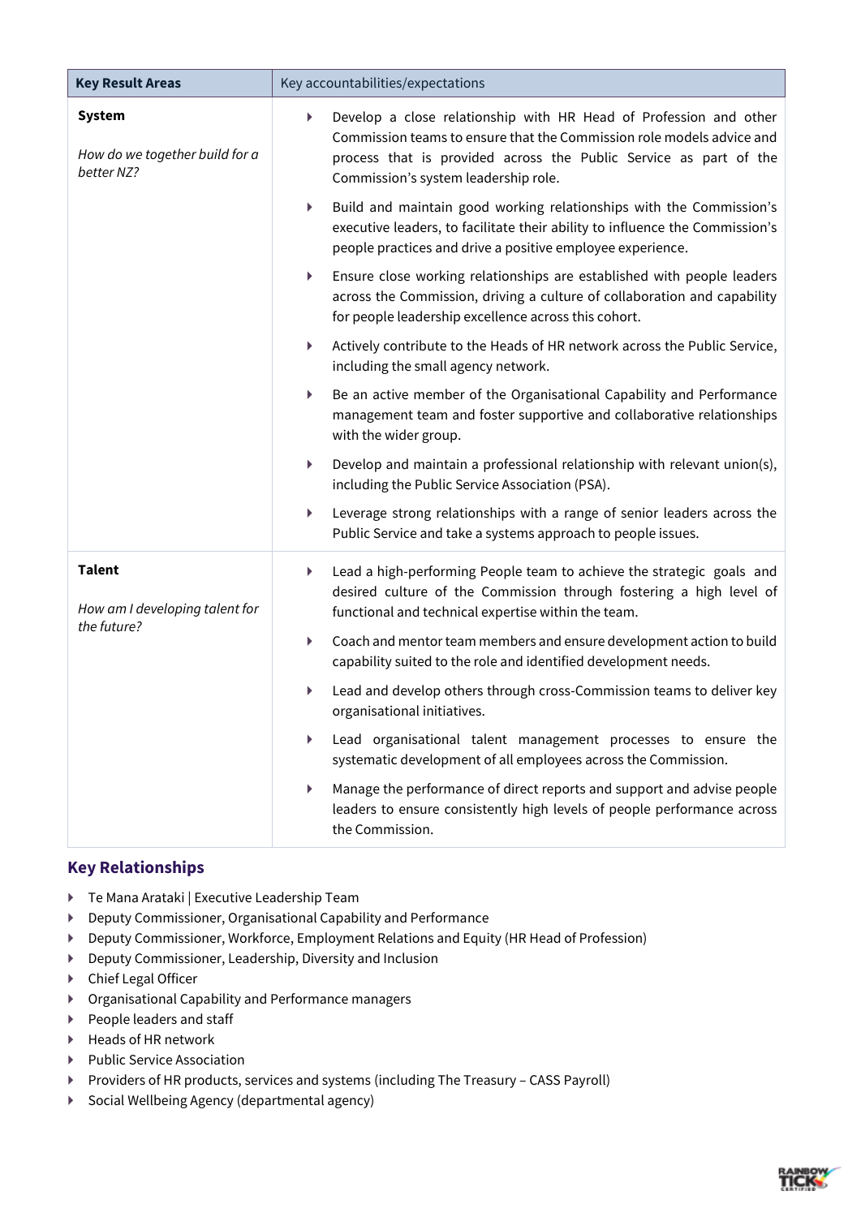| **Key Result Areas** | Key accountabilities/expectations |
|---|---|
| **System**<br><br>*How do we together build for a better NZ?* | - Develop a close relationship with HR Head of Profession and other Commission teams to ensure that the Commission role models advice and process that is provided across the Public Service as part of the Commission's system leadership role.<br>- Build and maintain good working relationships with the Commission's executive leaders, to facilitate their ability to influence the Commission's people practices and drive a positive employee experience.<br>- Ensure close working relationships are established with people leaders across the Commission, driving a culture of collaboration and capability for people leadership excellence across this cohort.<br>- Actively contribute to the Heads of HR network across the Public Service, including the small agency network.<br>- Be an active member of the Organisational Capability and Performance management team and foster supportive and collaborative relationships with the wider group.<br>- Develop and maintain a professional relationship with relevant union(s), including the Public Service Association (PSA).<br>- Leverage strong relationships with a range of senior leaders across the Public Service and take a systems approach to people issues. |
| **Talent**<br><br>*How am I developing talent for the future?* | - Lead a high-performing People team to achieve the strategic goals and desired culture of the Commission through fostering a high level of functional and technical expertise within the team.<br>- Coach and mentor team members and ensure development action to build capability suited to the role and identified development needs.<br>- Lead and develop others through cross-Commission teams to deliver key organisational initiatives.<br>- Lead organisational talent management processes to ensure the systematic development of all employees across the Commission.<br>- Manage the performance of direct reports and support and advise people leaders to ensure consistently high levels of people performance across the Commission. |

## Key Relationships

- Te Mana Arataki | Executive Leadership Team
- Deputy Commissioner, Organisational Capability and Performance
- Deputy Commissioner, Workforce, Employment Relations and Equity (HR Head of Profession)
- Deputy Commissioner, Leadership, Diversity and Inclusion
- Chief Legal Officer
- Organisational Capability and Performance managers
- People leaders and staff
- Heads of HR network
- Public Service Association
- Providers of HR products, services and systems (including The Treasury – CASS Payroll)
- Social Wellbeing Agency (departmental agency)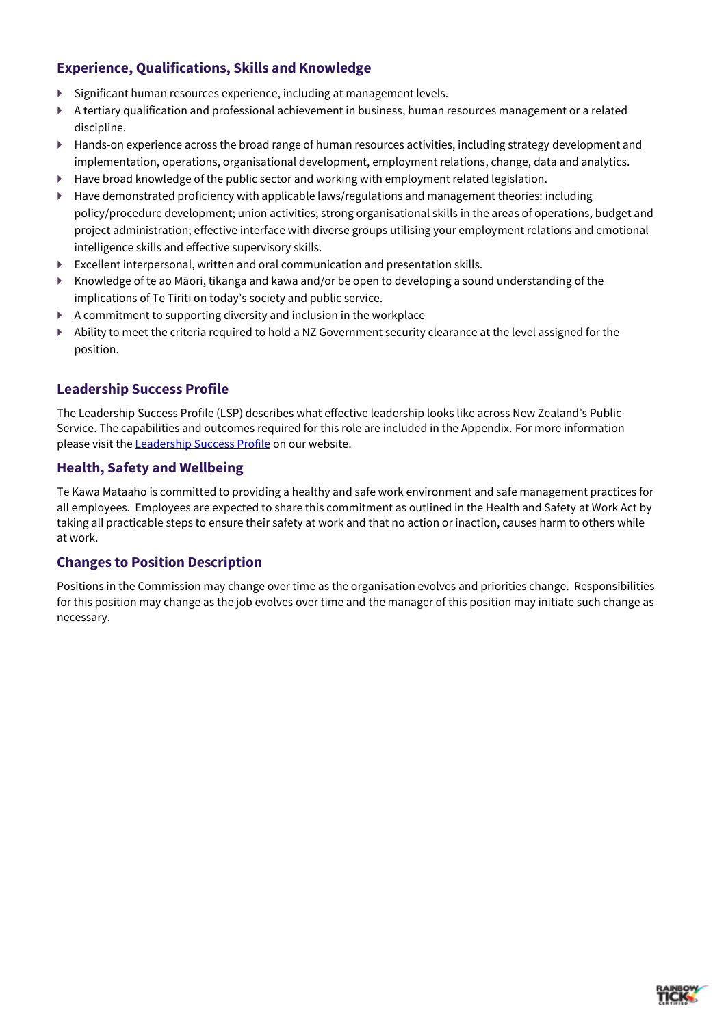## Experience, Qualifications, Skills and Knowledge

- Significant human resources experience, including at management levels.
- A tertiary qualification and professional achievement in business, human resources management or a related discipline.
- Hands-on experience across the broad range of human resources activities, including strategy development and implementation, operations, organisational development, employment relations, change, data and analytics.
- Have broad knowledge of the public sector and working with employment related legislation.
- Have demonstrated proficiency with applicable laws/regulations and management theories: including policy/procedure development; union activities; strong organisational skills in the areas of operations, budget and project administration; effective interface with diverse groups utilising your employment relations and emotional intelligence skills and effective supervisory skills.
- Excellent interpersonal, written and oral communication and presentation skills.
- Knowledge of te ao Māori, tikanga and kawa and/or be open to developing a sound understanding of the implications of Te Tiriti on today's society and public service.
- A commitment to supporting diversity and inclusion in the workplace
- Ability to meet the criteria required to hold a NZ Government security clearance at the level assigned for the position.

## Leadership Success Profile

The Leadership Success Profile (LSP) describes what effective leadership looks like across New Zealand's Public Service. The capabilities and outcomes required for this role are included in the Appendix. For more information please visit the Leadership Success Profile on our website.

## Health, Safety and Wellbeing

Te Kawa Mataaho is committed to providing a healthy and safe work environment and safe management practices for all employees. Employees are expected to share this commitment as outlined in the Health and Safety at Work Act by taking all practicable steps to ensure their safety at work and that no action or inaction, causes harm to others while at work.

## Changes to Position Description

Positions in the Commission may change over time as the organisation evolves and priorities change. Responsibilities for this position may change as the job evolves over time and the manager of this position may initiate such change as necessary.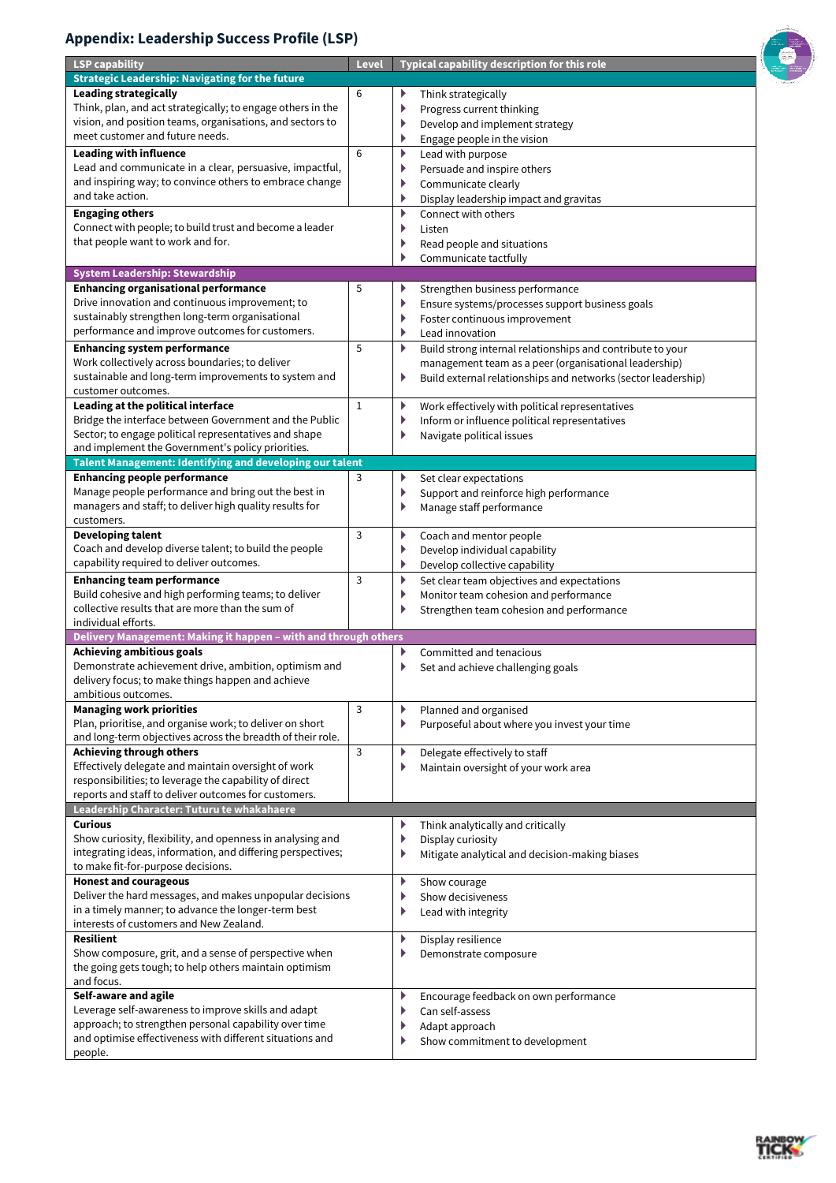## Appendix: Leadership Success Profile (LSP)

| LSP capability | Level | Typical capability description for this role |
|---|---|---|
| **Strategic Leadership: Navigating for the future** | | |
| **Leading strategically**<br>Think, plan, and act strategically; to engage others in the vision, and position teams, organisations, and sectors to meet customer and future needs. | 6 | Think strategically<br>Progress current thinking<br>Develop and implement strategy<br>Engage people in the vision |
| **Leading with influence**<br>Lead and communicate in a clear, persuasive, impactful, and inspiring way; to convince others to embrace change and take action. | 6 | Lead with purpose<br>Persuade and inspire others<br>Communicate clearly<br>Display leadership impact and gravitas |
| **Engaging others**<br>Connect with people; to build trust and become a leader that people want to work and for. | | Connect with others<br>Listen<br>Read people and situations<br>Communicate tactfully |
| **System Leadership: Stewardship** | | |
| **Enhancing organisational performance**<br>Drive innovation and continuous improvement; to sustainably strengthen long-term organisational performance and improve outcomes for customers. | 5 | Strengthen business performance<br>Ensure systems/processes support business goals<br>Foster continuous improvement<br>Lead innovation |
| **Enhancing system performance**<br>Work collectively across boundaries; to deliver sustainable and long-term improvements to system and customer outcomes. | 5 | Build strong internal relationships and contribute to your management team as a peer (organisational leadership)<br>Build external relationships and networks (sector leadership) |
| **Leading at the political interface**<br>Bridge the interface between Government and the Public Sector; to engage political representatives and shape and implement the Government's policy priorities. | 1 | Work effectively with political representatives<br>Inform or influence political representatives<br>Navigate political issues |
| **Talent Management: Identifying and developing our talent** | | |
| **Enhancing people performance**<br>Manage people performance and bring out the best in managers and staff; to deliver high quality results for customers. | 3 | Set clear expectations<br>Support and reinforce high performance<br>Manage staff performance |
| **Developing talent**<br>Coach and develop diverse talent; to build the people capability required to deliver outcomes. | 3 | Coach and mentor people<br>Develop individual capability<br>Develop collective capability |
| **Enhancing team performance**<br>Build cohesive and high performing teams; to deliver collective results that are more than the sum of individual efforts. | 3 | Set clear team objectives and expectations<br>Monitor team cohesion and performance<br>Strengthen team cohesion and performance |
| **Delivery Management: Making it happen – with and through others** | | |
| **Achieving ambitious goals**<br>Demonstrate achievement drive, ambition, optimism and delivery focus; to make things happen and achieve ambitious outcomes. | | Committed and tenacious<br>Set and achieve challenging goals |
| **Managing work priorities**<br>Plan, prioritise, and organise work; to deliver on short and long-term objectives across the breadth of their role. | 3 | Planned and organised<br>Purposeful about where you invest your time |
| **Achieving through others**<br>Effectively delegate and maintain oversight of work responsibilities; to leverage the capability of direct reports and staff to deliver outcomes for customers. | 3 | Delegate effectively to staff<br>Maintain oversight of your work area |
| **Leadership Character: Tuturu te whakahaere** | | |
| **Curious**<br>Show curiosity, flexibility, and openness in analysing and integrating ideas, information, and differing perspectives; to make fit-for-purpose decisions. | | Think analytically and critically<br>Display curiosity<br>Mitigate analytical and decision-making biases |
| **Honest and courageous**<br>Deliver the hard messages, and makes unpopular decisions in a timely manner; to advance the longer-term best interests of customers and New Zealand. | | Show courage<br>Show decisiveness<br>Lead with integrity |
| **Resilient**<br>Show composure, grit, and a sense of perspective when the going gets tough; to help others maintain optimism and focus. | | Display resilience<br>Demonstrate composure |
| **Self-aware and agile**<br>Leverage self-awareness to improve skills and adapt approach; to strengthen personal capability over time and optimise effectiveness with different situations and people. | | Encourage feedback on own performance<br>Can self-assess<br>Adapt approach<br>Show commitment to development |